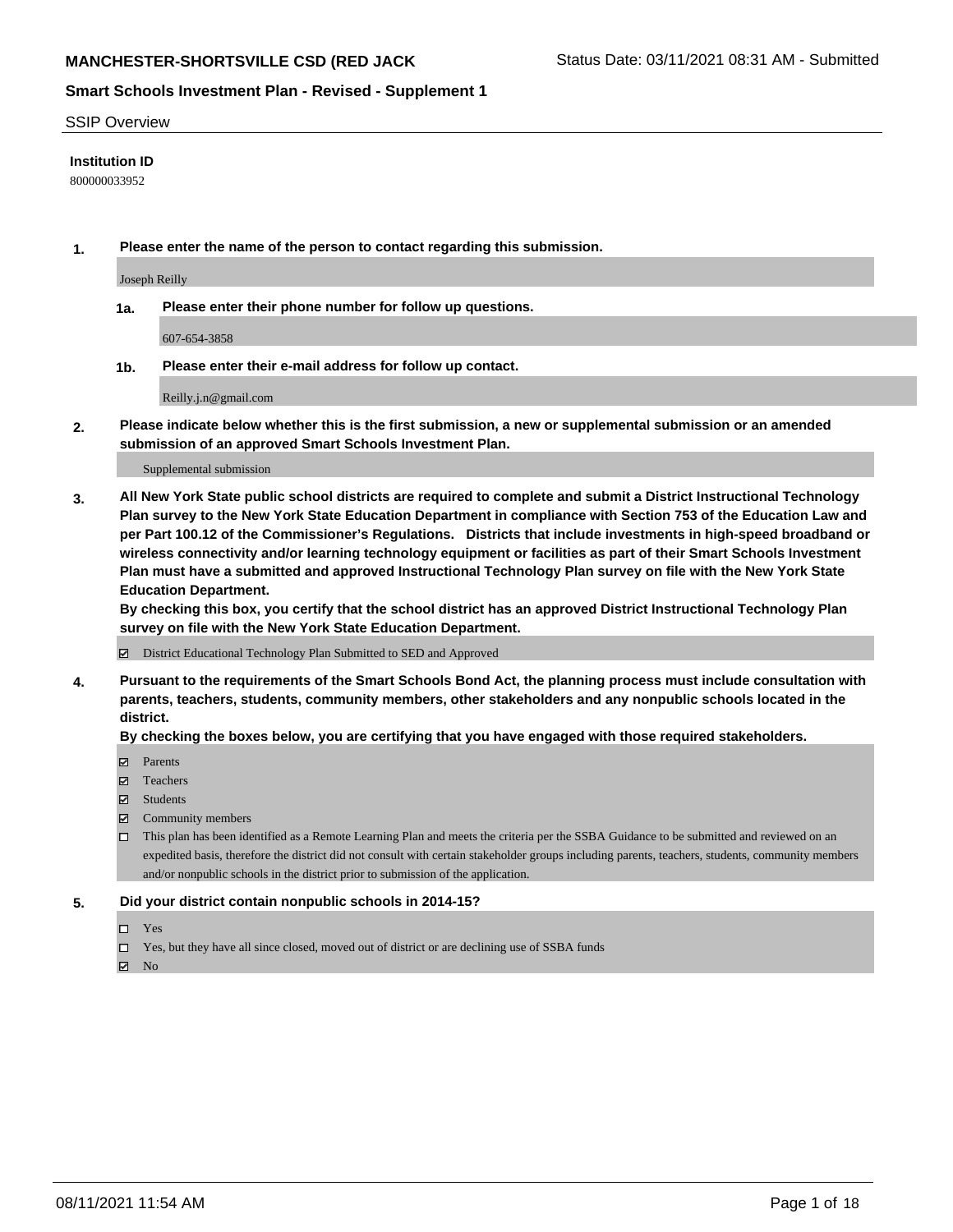# MANCHESTER-SHORTSVILLE CSD (RED JACK

Status Date: 03/11/2021 08:31 AM - Submitted

## Smart Schools Investment Plan - Revised - Supplement 1

SSIP Overview

**Institution ID**

800000033952

**1. Please enter the name of the person to contact regarding this submission.**

Joseph Reilly

**1a. Please enter their phone number for follow up questions.**

607-654-3858

**1b. Please enter their e-mail address for follow up contact.**

Reilly.j.n@gmail.com

**2. Please indicate below whether this is the first submission, a new or supplemental submission or an amended submission of an approved Smart Schools Investment Plan.**

Supplemental submission

**3. All New York State public school districts are required to complete and submit a District Instructional Technology Plan survey to the New York State Education Department in compliance with Section 753 of the Education Law and per Part 100.12 of the Commissioner's Regulations. Districts that include investments in high-speed broadband or wireless connectivity and/or learning technology equipment or facilities as part of their Smart Schools Investment Plan must have a submitted and approved Instructional Technology Plan survey on file with the New York State Education Department.**
**By checking this box, you certify that the school district has an approved District Instructional Technology Plan survey on file with the New York State Education Department.**

☑ District Educational Technology Plan Submitted to SED and Approved

**4. Pursuant to the requirements of the Smart Schools Bond Act, the planning process must include consultation with parents, teachers, students, community members, other stakeholders and any nonpublic schools located in the district.**
**By checking the boxes below, you are certifying that you have engaged with those required stakeholders.**

- ☑ Parents
- ☑ Teachers
- ☑ Students
- ☑ Community members
- ☐ This plan has been identified as a Remote Learning Plan and meets the criteria per the SSBA Guidance to be submitted and reviewed on an expedited basis, therefore the district did not consult with certain stakeholder groups including parents, teachers, students, community members and/or nonpublic schools in the district prior to submission of the application.

**5. Did your district contain nonpublic schools in 2014-15?**

- ☐ Yes
- ☐ Yes, but they have all since closed, moved out of district or are declining use of SSBA funds
- ☑ No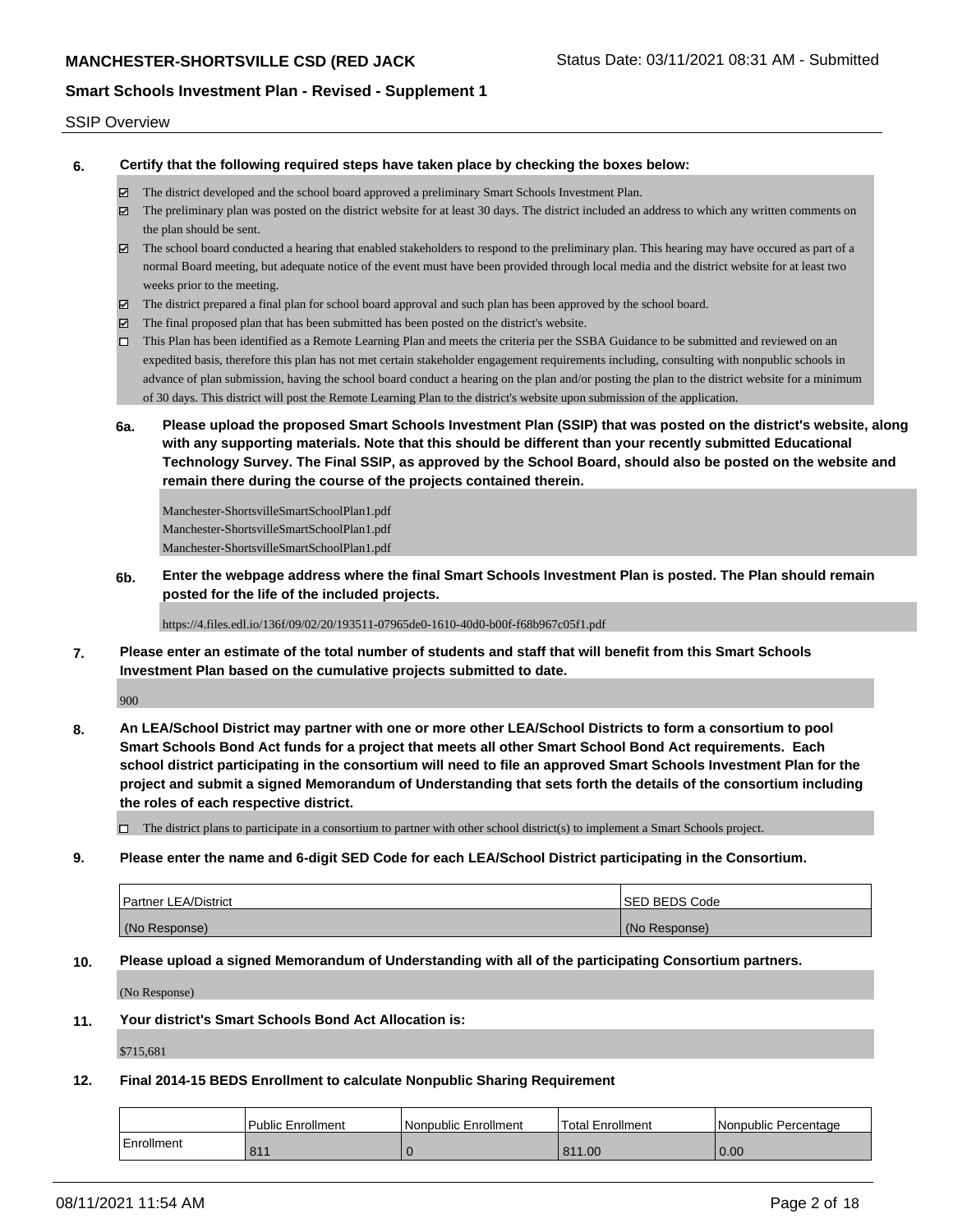SSIP Overview

**6. Certify that the following required steps have taken place by checking the boxes below:**

- ☑ The district developed and the school board approved a preliminary Smart Schools Investment Plan.
- ☑ The preliminary plan was posted on the district website for at least 30 days. The district included an address to which any written comments on the plan should be sent.
- ☑ The school board conducted a hearing that enabled stakeholders to respond to the preliminary plan. This hearing may have occured as part of a normal Board meeting, but adequate notice of the event must have been provided through local media and the district website for at least two weeks prior to the meeting.
- ☑ The district prepared a final plan for school board approval and such plan has been approved by the school board.
- ☑ The final proposed plan that has been submitted has been posted on the district's website.
- ☐ This Plan has been identified as a Remote Learning Plan and meets the criteria per the SSBA Guidance to be submitted and reviewed on an expedited basis, therefore this plan has not met certain stakeholder engagement requirements including, consulting with nonpublic schools in advance of plan submission, having the school board conduct a hearing on the plan and/or posting the plan to the district website for a minimum of 30 days. This district will post the Remote Learning Plan to the district's website upon submission of the application.

**6a. Please upload the proposed Smart Schools Investment Plan (SSIP) that was posted on the district's website, along with any supporting materials. Note that this should be different than your recently submitted Educational Technology Survey. The Final SSIP, as approved by the School Board, should also be posted on the website and remain there during the course of the projects contained therein.**

Manchester-ShortsvilleSmartSchoolPlan1.pdf
Manchester-ShortsvilleSmartSchoolPlan1.pdf
Manchester-ShortsvilleSmartSchoolPlan1.pdf

**6b. Enter the webpage address where the final Smart Schools Investment Plan is posted. The Plan should remain posted for the life of the included projects.**

https://4.files.edl.io/136f/09/02/20/193511-07965de0-1610-40d0-b00f-f68b967c05f1.pdf

**7. Please enter an estimate of the total number of students and staff that will benefit from this Smart Schools Investment Plan based on the cumulative projects submitted to date.**

900

**8. An LEA/School District may partner with one or more other LEA/School Districts to form a consortium to pool Smart Schools Bond Act funds for a project that meets all other Smart School Bond Act requirements. Each school district participating in the consortium will need to file an approved Smart Schools Investment Plan for the project and submit a signed Memorandum of Understanding that sets forth the details of the consortium including the roles of each respective district.**

- ☐ The district plans to participate in a consortium to partner with other school district(s) to implement a Smart Schools project.

**9. Please enter the name and 6-digit SED Code for each LEA/School District participating in the Consortium.**

| Partner LEA/District | SED BEDS Code |
|---|---|
| (No Response) | (No Response) |

**10. Please upload a signed Memorandum of Understanding with all of the participating Consortium partners.**

(No Response)

**11. Your district's Smart Schools Bond Act Allocation is:**

$715,681

**12. Final 2014-15 BEDS Enrollment to calculate Nonpublic Sharing Requirement**

| | Public Enrollment | Nonpublic Enrollment | Total Enrollment | Nonpublic Percentage |
|---|---|---|---|---|
| Enrollment | 811 | 0 | 811.00 | 0.00 |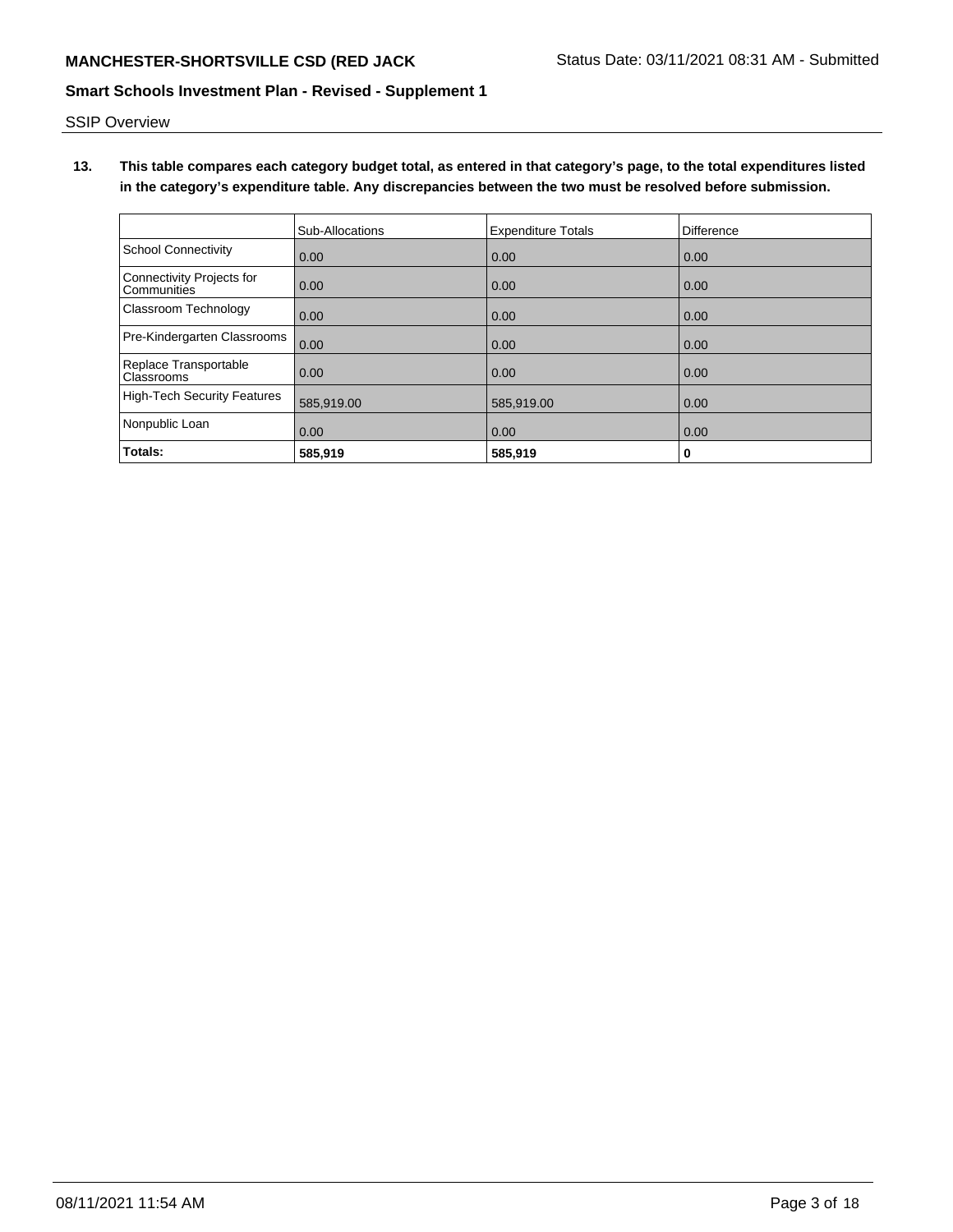## SSIP Overview

**13. This table compares each category budget total, as entered in that category's page, to the total expenditures listed in the category's expenditure table. Any discrepancies between the two must be resolved before submission.**

| | Sub-Allocations | Expenditure Totals | Difference |
|---|---|---|---|
| School Connectivity | 0.00 | 0.00 | 0.00 |
| Connectivity Projects for Communities | 0.00 | 0.00 | 0.00 |
| Classroom Technology | 0.00 | 0.00 | 0.00 |
| Pre-Kindergarten Classrooms | 0.00 | 0.00 | 0.00 |
| Replace Transportable Classrooms | 0.00 | 0.00 | 0.00 |
| High-Tech Security Features | 585,919.00 | 585,919.00 | 0.00 |
| Nonpublic Loan | 0.00 | 0.00 | 0.00 |
| **Totals:** | **585,919** | **585,919** | **0** |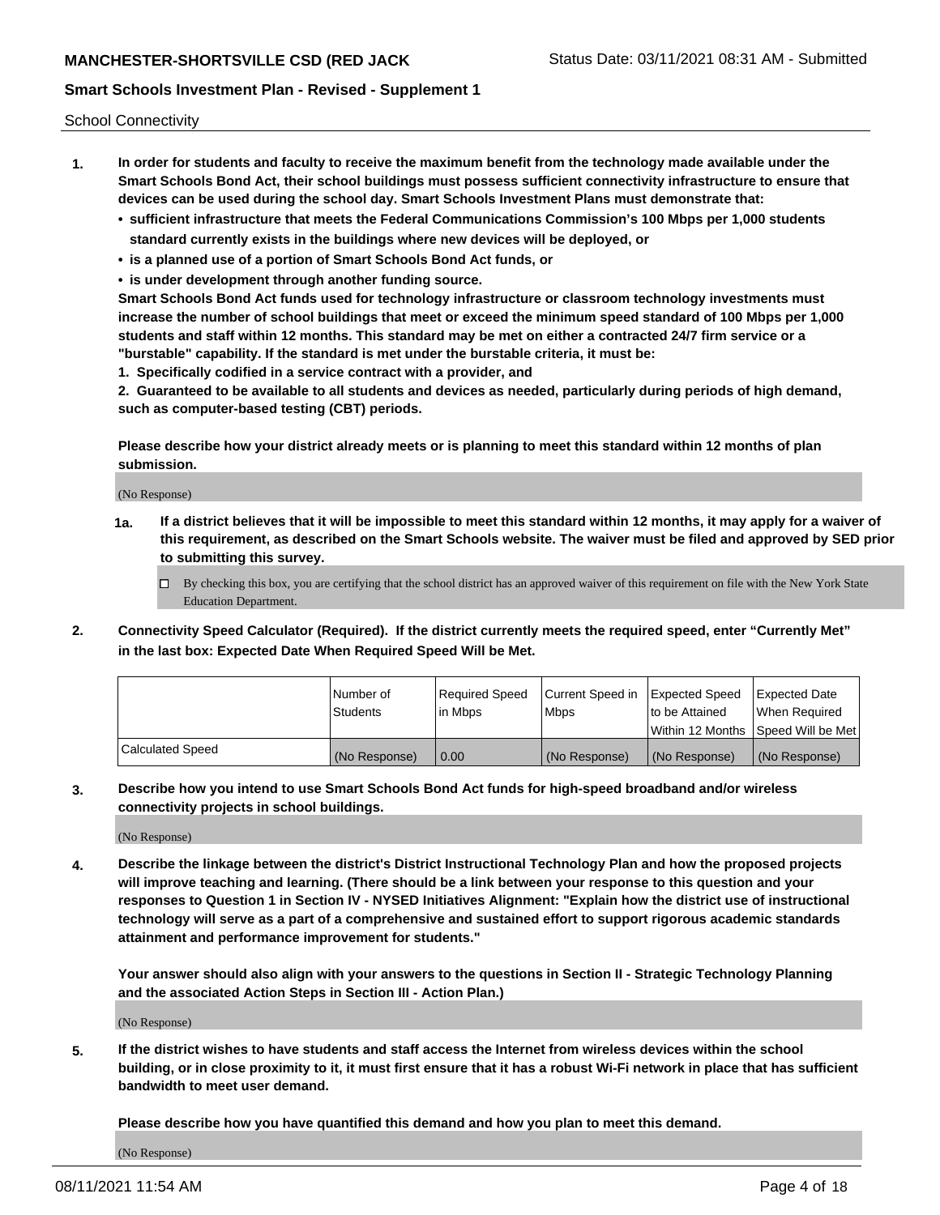School Connectivity

1. **In order for students and faculty to receive the maximum benefit from the technology made available under the Smart Schools Bond Act, their school buildings must possess sufficient connectivity infrastructure to ensure that devices can be used during the school day. Smart Schools Investment Plans must demonstrate that:**
   - **sufficient infrastructure that meets the Federal Communications Commission's 100 Mbps per 1,000 students standard currently exists in the buildings where new devices will be deployed, or**
   - **is a planned use of a portion of Smart Schools Bond Act funds, or**
   - **is under development through another funding source.**

   **Smart Schools Bond Act funds used for technology infrastructure or classroom technology investments must increase the number of school buildings that meet or exceed the minimum speed standard of 100 Mbps per 1,000 students and staff within 12 months. This standard may be met on either a contracted 24/7 firm service or a "burstable" capability. If the standard is met under the burstable criteria, it must be:**

   **1. Specifically codified in a service contract with a provider, and**

   **2. Guaranteed to be available to all students and devices as needed, particularly during periods of high demand, such as computer-based testing (CBT) periods.**

   **Please describe how your district already meets or is planning to meet this standard within 12 months of plan submission.**

   (No Response)

   **1a. If a district believes that it will be impossible to meet this standard within 12 months, it may apply for a waiver of this requirement, as described on the Smart Schools website. The waiver must be filed and approved by SED prior to submitting this survey.**

   ☐ By checking this box, you are certifying that the school district has an approved waiver of this requirement on file with the New York State Education Department.

2. **Connectivity Speed Calculator (Required). If the district currently meets the required speed, enter "Currently Met" in the last box: Expected Date When Required Speed Will be Met.**

|  | Number of Students | Required Speed in Mbps | Current Speed in Mbps | Expected Speed to be Attained Within 12 Months | Expected Date When Required Speed Will be Met |
|---|---|---|---|---|---|
| Calculated Speed | (No Response) | 0.00 | (No Response) | (No Response) | (No Response) |

3. **Describe how you intend to use Smart Schools Bond Act funds for high-speed broadband and/or wireless connectivity projects in school buildings.**

   (No Response)

4. **Describe the linkage between the district's District Instructional Technology Plan and how the proposed projects will improve teaching and learning. (There should be a link between your response to this question and your responses to Question 1 in Section IV - NYSED Initiatives Alignment: "Explain how the district use of instructional technology will serve as a part of a comprehensive and sustained effort to support rigorous academic standards attainment and performance improvement for students."**

   **Your answer should also align with your answers to the questions in Section II - Strategic Technology Planning and the associated Action Steps in Section III - Action Plan.)**

   (No Response)

5. **If the district wishes to have students and staff access the Internet from wireless devices within the school building, or in close proximity to it, it must first ensure that it has a robust Wi-Fi network in place that has sufficient bandwidth to meet user demand.**

   **Please describe how you have quantified this demand and how you plan to meet this demand.**

   (No Response)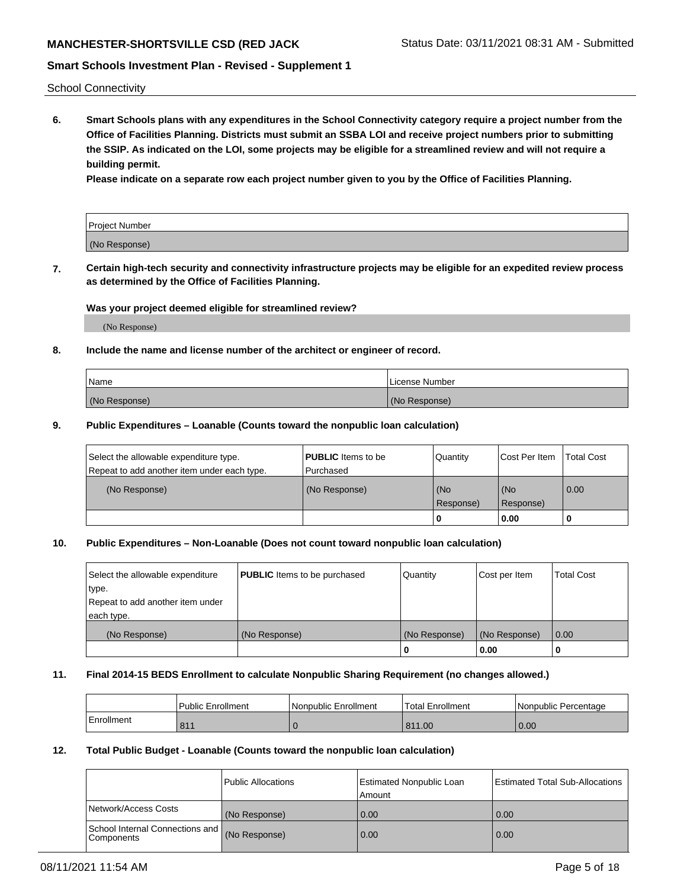School Connectivity

**6. Smart Schools plans with any expenditures in the School Connectivity category require a project number from the Office of Facilities Planning. Districts must submit an SSBA LOI and receive project numbers prior to submitting the SSIP. As indicated on the LOI, some projects may be eligible for a streamlined review and will not require a building permit.**

**Please indicate on a separate row each project number given to you by the Office of Facilities Planning.**

| Project Number |
| --- |
| (No Response) |

**7. Certain high-tech security and connectivity infrastructure projects may be eligible for an expedited review process as determined by the Office of Facilities Planning.**

**Was your project deemed eligible for streamlined review?**

(No Response)

**8. Include the name and license number of the architect or engineer of record.**

| Name | License Number |
| --- | --- |
| (No Response) | (No Response) |

**9. Public Expenditures – Loanable (Counts toward the nonpublic loan calculation)**

| Select the allowable expenditure type. Repeat to add another item under each type. | **PUBLIC** Items to be Purchased | Quantity | Cost Per Item | Total Cost |
| --- | --- | --- | --- | --- |
| (No Response) | (No Response) | (No Response) | (No Response) | 0.00 |
| | | 0 | 0.00 | 0 |

**10. Public Expenditures – Non-Loanable (Does not count toward nonpublic loan calculation)**

| Select the allowable expenditure type. Repeat to add another item under each type. | **PUBLIC** Items to be purchased | Quantity | Cost per Item | Total Cost |
| --- | --- | --- | --- | --- |
| (No Response) | (No Response) | (No Response) | (No Response) | 0.00 |
| | | 0 | 0.00 | 0 |

**11. Final 2014-15 BEDS Enrollment to calculate Nonpublic Sharing Requirement (no changes allowed.)**

| | Public Enrollment | Nonpublic Enrollment | Total Enrollment | Nonpublic Percentage |
| --- | --- | --- | --- | --- |
| Enrollment | 811 | 0 | 811.00 | 0.00 |

**12. Total Public Budget - Loanable (Counts toward the nonpublic loan calculation)**

| | Public Allocations | Estimated Nonpublic Loan Amount | Estimated Total Sub-Allocations |
| --- | --- | --- | --- |
| Network/Access Costs | (No Response) | 0.00 | 0.00 |
| School Internal Connections and Components | (No Response) | 0.00 | 0.00 |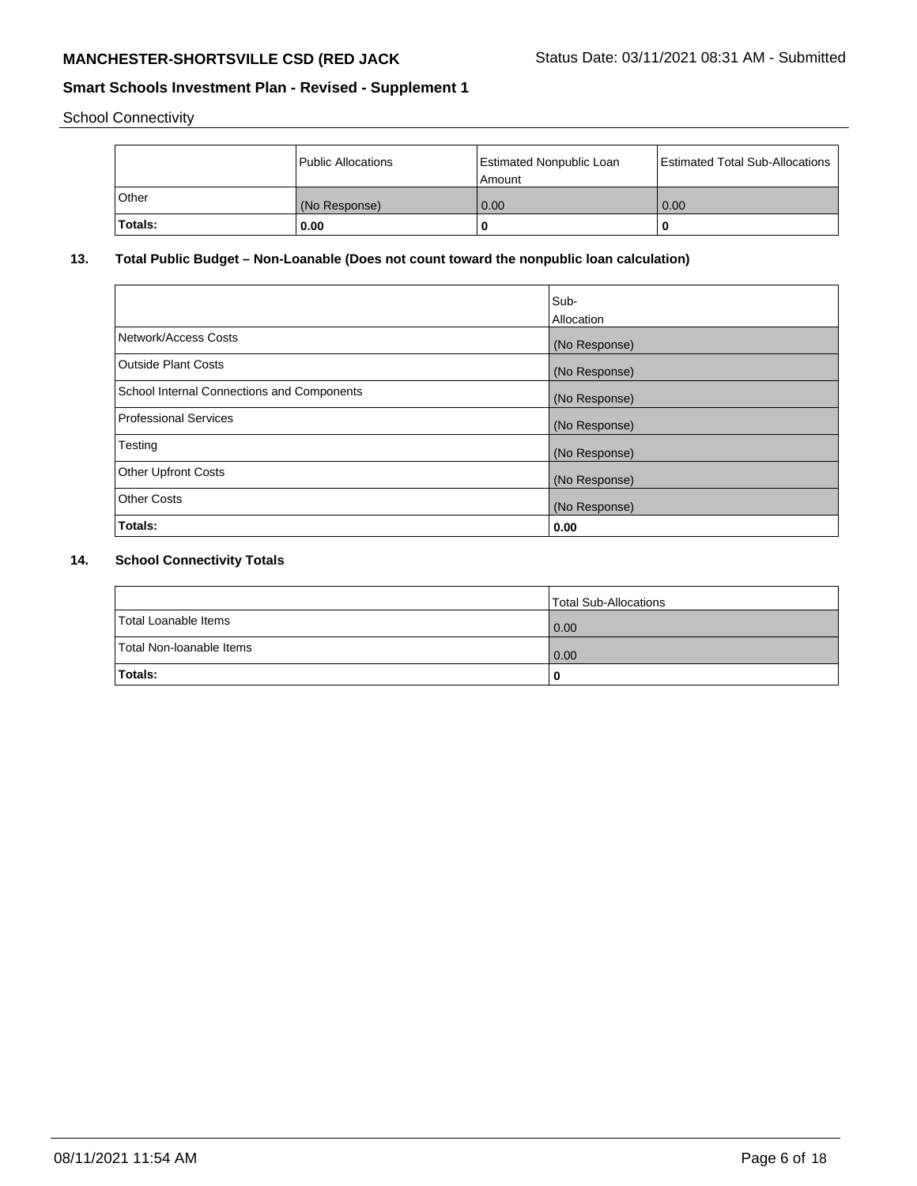School Connectivity

| | Public Allocations | Estimated Nonpublic Loan Amount | Estimated Total Sub-Allocations |
|---|---|---|---|
| Other | (No Response) | 0.00 | 0.00 |
| **Totals:** | **0.00** | **0** | **0** |

## 13. Total Public Budget – Non-Loanable (Does not count toward the nonpublic loan calculation)

| | Sub-Allocation |
|---|---|
| Network/Access Costs | (No Response) |
| Outside Plant Costs | (No Response) |
| School Internal Connections and Components | (No Response) |
| Professional Services | (No Response) |
| Testing | (No Response) |
| Other Upfront Costs | (No Response) |
| Other Costs | (No Response) |
| **Totals:** | **0.00** |

## 14. School Connectivity Totals

| | Total Sub-Allocations |
|---|---|
| Total Loanable Items | 0.00 |
| Total Non-loanable Items | 0.00 |
| **Totals:** | **0** |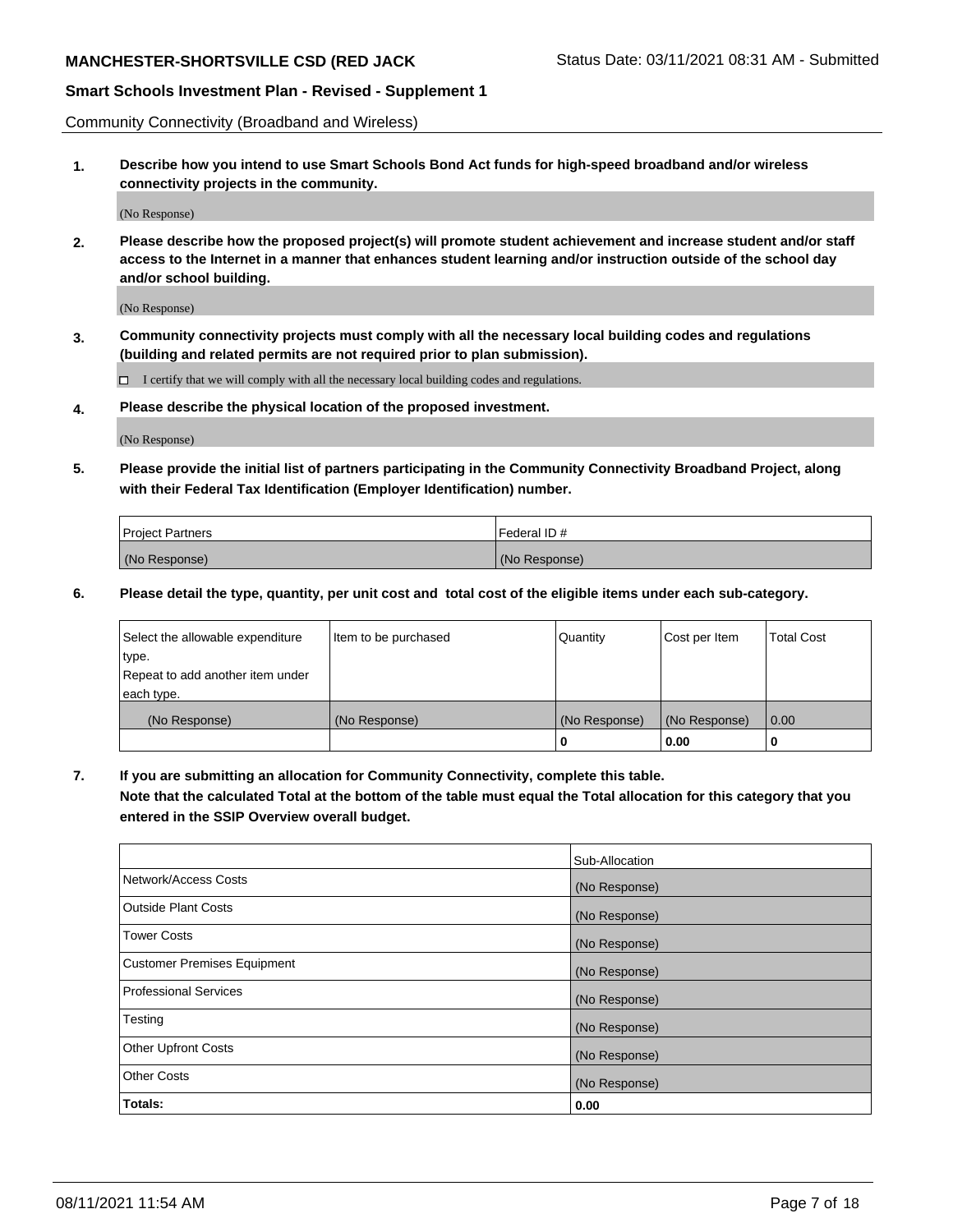Community Connectivity (Broadband and Wireless)

**1. Describe how you intend to use Smart Schools Bond Act funds for high-speed broadband and/or wireless connectivity projects in the community.**

(No Response)

**2. Please describe how the proposed project(s) will promote student achievement and increase student and/or staff access to the Internet in a manner that enhances student learning and/or instruction outside of the school day and/or school building.**

(No Response)

**3. Community connectivity projects must comply with all the necessary local building codes and regulations (building and related permits are not required prior to plan submission).**

☐ I certify that we will comply with all the necessary local building codes and regulations.

**4. Please describe the physical location of the proposed investment.**

(No Response)

**5. Please provide the initial list of partners participating in the Community Connectivity Broadband Project, along with their Federal Tax Identification (Employer Identification) number.**

| Project Partners | Federal ID # |
|---|---|
| (No Response) | (No Response) |

**6. Please detail the type, quantity, per unit cost and total cost of the eligible items under each sub-category.**

| Select the allowable expenditure type. Repeat to add another item under each type. | Item to be purchased | Quantity | Cost per Item | Total Cost |
|---|---|---|---|---|
| (No Response) | (No Response) | (No Response) | (No Response) | 0.00 |
| | | **0** | **0.00** | **0** |

**7. If you are submitting an allocation for Community Connectivity, complete this table. Note that the calculated Total at the bottom of the table must equal the Total allocation for this category that you entered in the SSIP Overview overall budget.**

| | Sub-Allocation |
|---|---|
| Network/Access Costs | (No Response) |
| Outside Plant Costs | (No Response) |
| Tower Costs | (No Response) |
| Customer Premises Equipment | (No Response) |
| Professional Services | (No Response) |
| Testing | (No Response) |
| Other Upfront Costs | (No Response) |
| Other Costs | (No Response) |
| **Totals:** | **0.00** |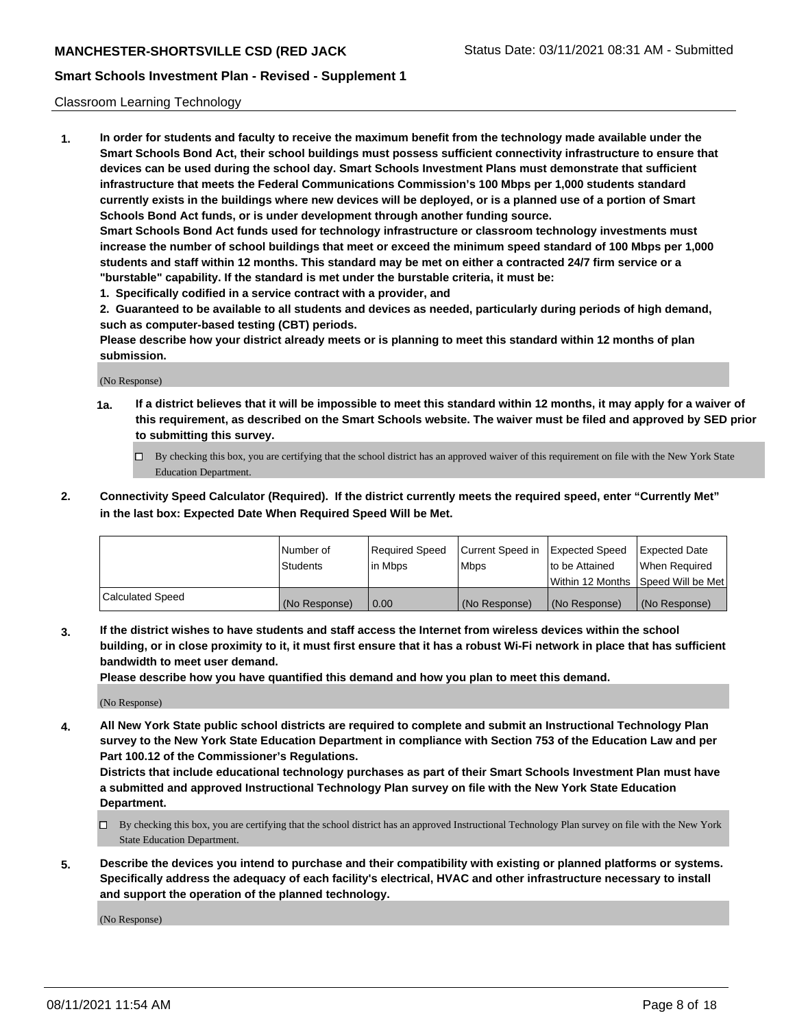Classroom Learning Technology

**1. In order for students and faculty to receive the maximum benefit from the technology made available under the Smart Schools Bond Act, their school buildings must possess sufficient connectivity infrastructure to ensure that devices can be used during the school day. Smart Schools Investment Plans must demonstrate that sufficient infrastructure that meets the Federal Communications Commission's 100 Mbps per 1,000 students standard currently exists in the buildings where new devices will be deployed, or is a planned use of a portion of Smart Schools Bond Act funds, or is under development through another funding source.**

**Smart Schools Bond Act funds used for technology infrastructure or classroom technology investments must increase the number of school buildings that meet or exceed the minimum speed standard of 100 Mbps per 1,000 students and staff within 12 months. This standard may be met on either a contracted 24/7 firm service or a "burstable" capability. If the standard is met under the burstable criteria, it must be:**

**1. Specifically codified in a service contract with a provider, and**

**2. Guaranteed to be available to all students and devices as needed, particularly during periods of high demand, such as computer-based testing (CBT) periods.**

**Please describe how your district already meets or is planning to meet this standard within 12 months of plan submission.**

(No Response)

**1a. If a district believes that it will be impossible to meet this standard within 12 months, it may apply for a waiver of this requirement, as described on the Smart Schools website. The waiver must be filed and approved by SED prior to submitting this survey.**

☐ By checking this box, you are certifying that the school district has an approved waiver of this requirement on file with the New York State Education Department.

**2. Connectivity Speed Calculator (Required). If the district currently meets the required speed, enter "Currently Met" in the last box: Expected Date When Required Speed Will be Met.**

| | Number of Students | Required Speed in Mbps | Current Speed in Mbps | Expected Speed to be Attained Within 12 Months | Expected Date When Required Speed Will be Met |
|---|---|---|---|---|---|
| Calculated Speed | (No Response) | 0.00 | (No Response) | (No Response) | (No Response) |

**3. If the district wishes to have students and staff access the Internet from wireless devices within the school building, or in close proximity to it, it must first ensure that it has a robust Wi-Fi network in place that has sufficient bandwidth to meet user demand.**

**Please describe how you have quantified this demand and how you plan to meet this demand.**

(No Response)

**4. All New York State public school districts are required to complete and submit an Instructional Technology Plan survey to the New York State Education Department in compliance with Section 753 of the Education Law and per Part 100.12 of the Commissioner's Regulations.**

**Districts that include educational technology purchases as part of their Smart Schools Investment Plan must have a submitted and approved Instructional Technology Plan survey on file with the New York State Education Department.**

☐ By checking this box, you are certifying that the school district has an approved Instructional Technology Plan survey on file with the New York State Education Department.

**5. Describe the devices you intend to purchase and their compatibility with existing or planned platforms or systems. Specifically address the adequacy of each facility's electrical, HVAC and other infrastructure necessary to install and support the operation of the planned technology.**

(No Response)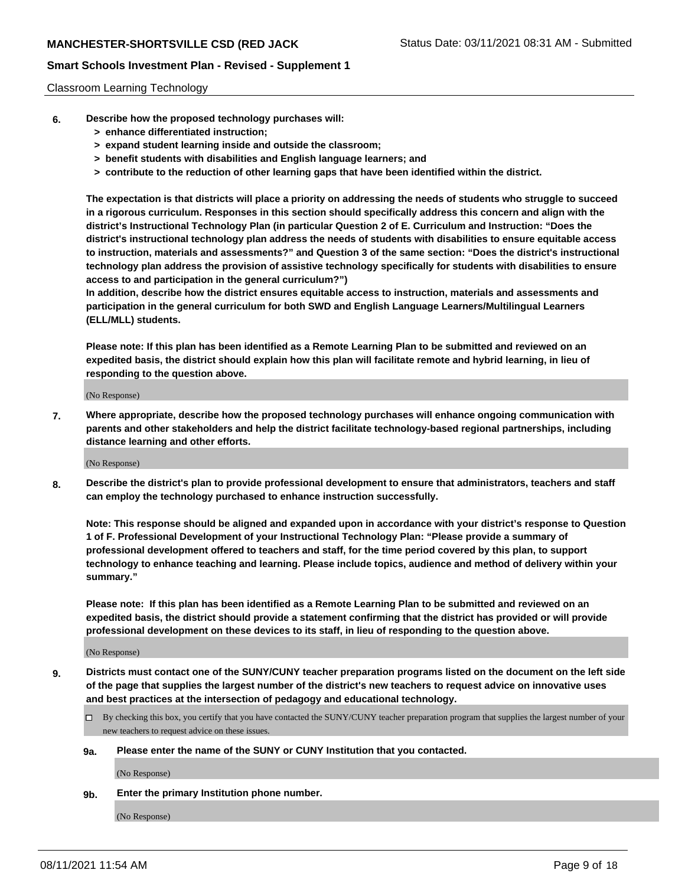Classroom Learning Technology

**6. Describe how the proposed technology purchases will:**
- **> enhance differentiated instruction;**
- **> expand student learning inside and outside the classroom;**
- **> benefit students with disabilities and English language learners; and**
- **> contribute to the reduction of other learning gaps that have been identified within the district.**

**The expectation is that districts will place a priority on addressing the needs of students who struggle to succeed in a rigorous curriculum. Responses in this section should specifically address this concern and align with the district's Instructional Technology Plan (in particular Question 2 of E. Curriculum and Instruction: "Does the district's instructional technology plan address the needs of students with disabilities to ensure equitable access to instruction, materials and assessments?" and Question 3 of the same section: "Does the district's instructional technology plan address the provision of assistive technology specifically for students with disabilities to ensure access to and participation in the general curriculum?")**

**In addition, describe how the district ensures equitable access to instruction, materials and assessments and participation in the general curriculum for both SWD and English Language Learners/Multilingual Learners (ELL/MLL) students.**

**Please note: If this plan has been identified as a Remote Learning Plan to be submitted and reviewed on an expedited basis, the district should explain how this plan will facilitate remote and hybrid learning, in lieu of responding to the question above.**

(No Response)

**7. Where appropriate, describe how the proposed technology purchases will enhance ongoing communication with parents and other stakeholders and help the district facilitate technology-based regional partnerships, including distance learning and other efforts.**

(No Response)

**8. Describe the district's plan to provide professional development to ensure that administrators, teachers and staff can employ the technology purchased to enhance instruction successfully.**

**Note: This response should be aligned and expanded upon in accordance with your district's response to Question 1 of F. Professional Development of your Instructional Technology Plan: "Please provide a summary of professional development offered to teachers and staff, for the time period covered by this plan, to support technology to enhance teaching and learning. Please include topics, audience and method of delivery within your summary."**

**Please note: If this plan has been identified as a Remote Learning Plan to be submitted and reviewed on an expedited basis, the district should provide a statement confirming that the district has provided or will provide professional development on these devices to its staff, in lieu of responding to the question above.**

(No Response)

**9. Districts must contact one of the SUNY/CUNY teacher preparation programs listed on the document on the left side of the page that supplies the largest number of the district's new teachers to request advice on innovative uses and best practices at the intersection of pedagogy and educational technology.**

☐ By checking this box, you certify that you have contacted the SUNY/CUNY teacher preparation program that supplies the largest number of your new teachers to request advice on these issues.

**9a. Please enter the name of the SUNY or CUNY Institution that you contacted.**

(No Response)

**9b. Enter the primary Institution phone number.**

(No Response)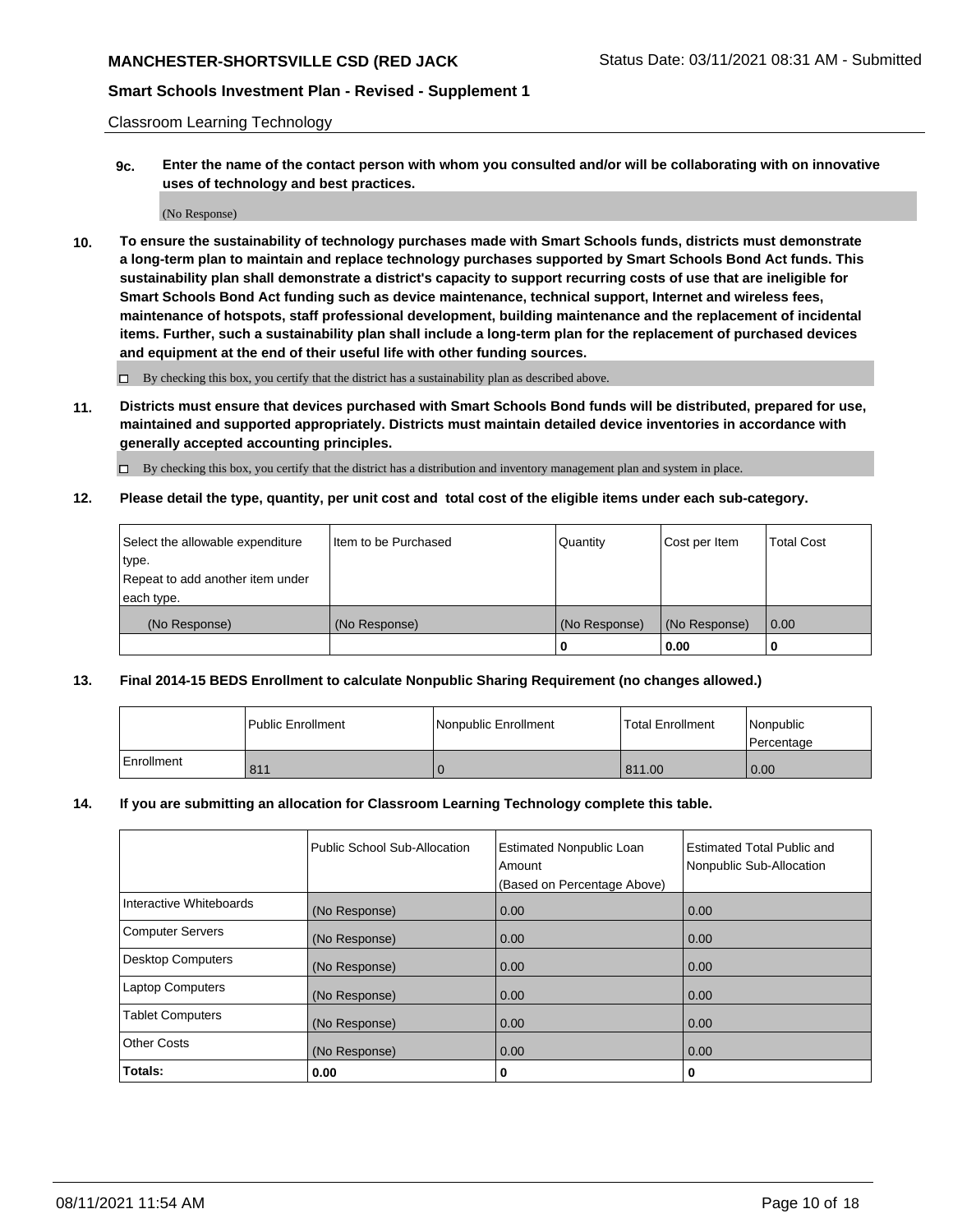Classroom Learning Technology

**9c.** **Enter the name of the contact person with whom you consulted and/or will be collaborating with on innovative uses of technology and best practices.**

(No Response)

**10.** **To ensure the sustainability of technology purchases made with Smart Schools funds, districts must demonstrate a long-term plan to maintain and replace technology purchases supported by Smart Schools Bond Act funds. This sustainability plan shall demonstrate a district's capacity to support recurring costs of use that are ineligible for Smart Schools Bond Act funding such as device maintenance, technical support, Internet and wireless fees, maintenance of hotspots, staff professional development, building maintenance and the replacement of incidental items. Further, such a sustainability plan shall include a long-term plan for the replacement of purchased devices and equipment at the end of their useful life with other funding sources.**

☐ By checking this box, you certify that the district has a sustainability plan as described above.

**11.** **Districts must ensure that devices purchased with Smart Schools Bond funds will be distributed, prepared for use, maintained and supported appropriately. Districts must maintain detailed device inventories in accordance with generally accepted accounting principles.**

☐ By checking this box, you certify that the district has a distribution and inventory management plan and system in place.

**12.** **Please detail the type, quantity, per unit cost and total cost of the eligible items under each sub-category.**

| Select the allowable expenditure type. Repeat to add another item under each type. | Item to be Purchased | Quantity | Cost per Item | Total Cost |
|---|---|---|---|---|
| (No Response) | (No Response) | (No Response) | (No Response) | 0.00 |
| | | **0** | **0.00** | **0** |

**13.** **Final 2014-15 BEDS Enrollment to calculate Nonpublic Sharing Requirement (no changes allowed.)**

| | Public Enrollment | Nonpublic Enrollment | Total Enrollment | Nonpublic Percentage |
|---|---|---|---|---|
| Enrollment | 811 | 0 | 811.00 | 0.00 |

**14.** **If you are submitting an allocation for Classroom Learning Technology complete this table.**

| | Public School Sub-Allocation | Estimated Nonpublic Loan Amount (Based on Percentage Above) | Estimated Total Public and Nonpublic Sub-Allocation |
|---|---|---|---|
| Interactive Whiteboards | (No Response) | 0.00 | 0.00 |
| Computer Servers | (No Response) | 0.00 | 0.00 |
| Desktop Computers | (No Response) | 0.00 | 0.00 |
| Laptop Computers | (No Response) | 0.00 | 0.00 |
| Tablet Computers | (No Response) | 0.00 | 0.00 |
| Other Costs | (No Response) | 0.00 | 0.00 |
| **Totals:** | **0.00** | **0** | **0** |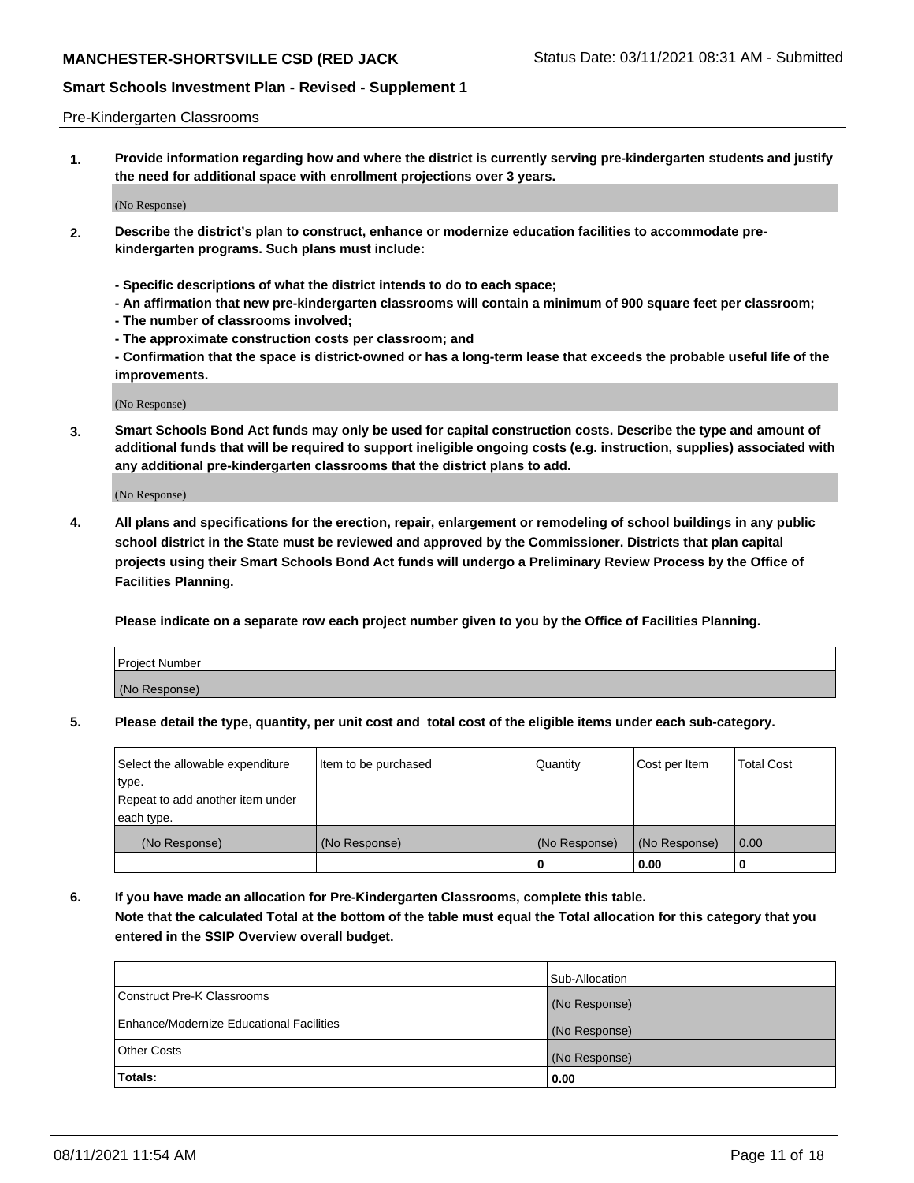Pre-Kindergarten Classrooms

**1. Provide information regarding how and where the district is currently serving pre-kindergarten students and justify the need for additional space with enrollment projections over 3 years.**

(No Response)

**2. Describe the district's plan to construct, enhance or modernize education facilities to accommodate pre-kindergarten programs. Such plans must include:**

**- Specific descriptions of what the district intends to do to each space;**
**- An affirmation that new pre-kindergarten classrooms will contain a minimum of 900 square feet per classroom;**
**- The number of classrooms involved;**
**- The approximate construction costs per classroom; and**
**- Confirmation that the space is district-owned or has a long-term lease that exceeds the probable useful life of the improvements.**

(No Response)

**3. Smart Schools Bond Act funds may only be used for capital construction costs. Describe the type and amount of additional funds that will be required to support ineligible ongoing costs (e.g. instruction, supplies) associated with any additional pre-kindergarten classrooms that the district plans to add.**

(No Response)

**4. All plans and specifications for the erection, repair, enlargement or remodeling of school buildings in any public school district in the State must be reviewed and approved by the Commissioner. Districts that plan capital projects using their Smart Schools Bond Act funds will undergo a Preliminary Review Process by the Office of Facilities Planning.**

**Please indicate on a separate row each project number given to you by the Office of Facilities Planning.**

| Project Number |
|---|
| (No Response) |

**5. Please detail the type, quantity, per unit cost and total cost of the eligible items under each sub-category.**

| Select the allowable expenditure type. Repeat to add another item under each type. | Item to be purchased | Quantity | Cost per Item | Total Cost |
|---|---|---|---|---|
| (No Response) | (No Response) | (No Response) | (No Response) | 0.00 |
| | | 0 | 0.00 | 0 |

**6. If you have made an allocation for Pre-Kindergarten Classrooms, complete this table. Note that the calculated Total at the bottom of the table must equal the Total allocation for this category that you entered in the SSIP Overview overall budget.**

| | Sub-Allocation |
|---|---|
| Construct Pre-K Classrooms | (No Response) |
| Enhance/Modernize Educational Facilities | (No Response) |
| Other Costs | (No Response) |
| **Totals:** | **0.00** |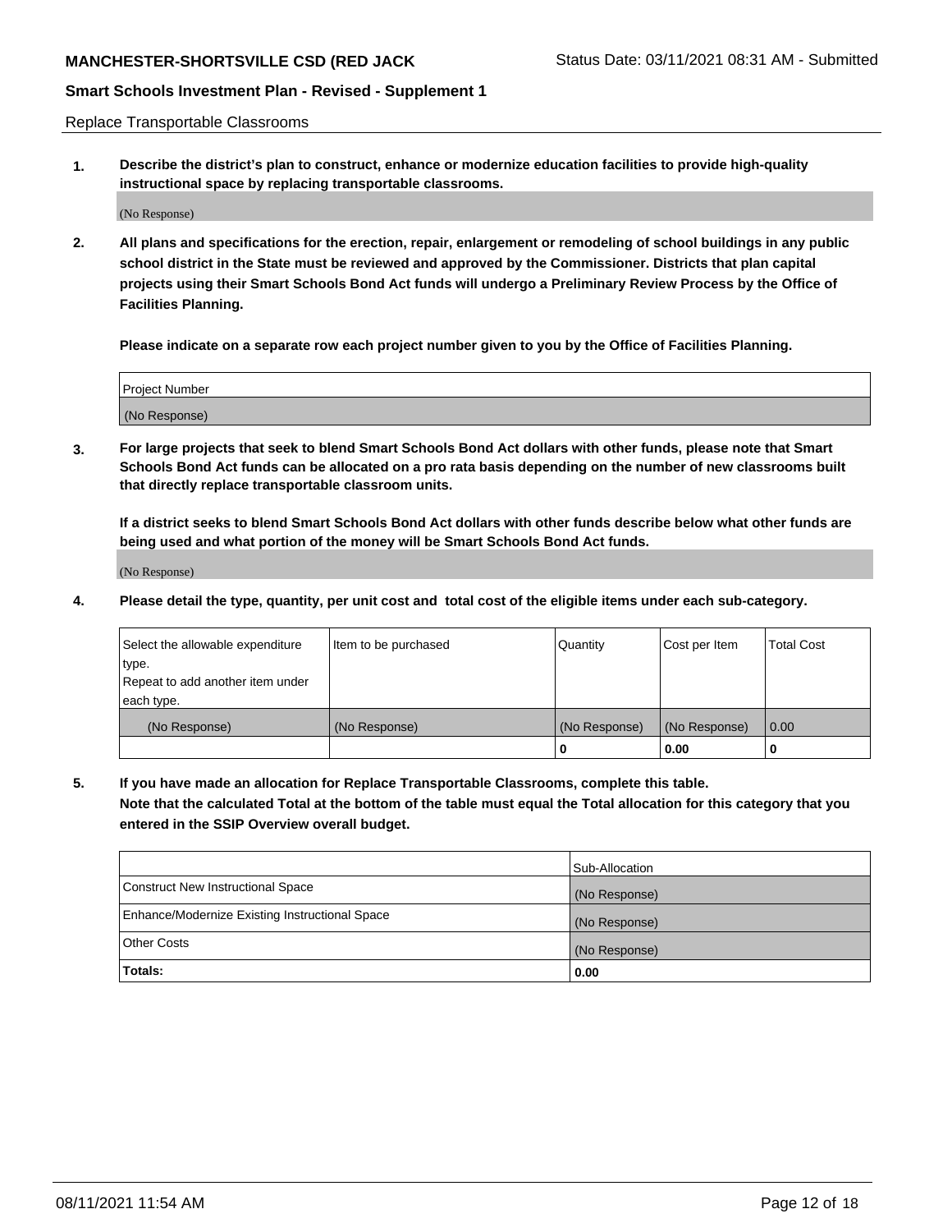Replace Transportable Classrooms

**1. Describe the district's plan to construct, enhance or modernize education facilities to provide high-quality instructional space by replacing transportable classrooms.**

(No Response)

**2. All plans and specifications for the erection, repair, enlargement or remodeling of school buildings in any public school district in the State must be reviewed and approved by the Commissioner. Districts that plan capital projects using their Smart Schools Bond Act funds will undergo a Preliminary Review Process by the Office of Facilities Planning.**

**Please indicate on a separate row each project number given to you by the Office of Facilities Planning.**

| Project Number |
| --- |
| (No Response) |

**3. For large projects that seek to blend Smart Schools Bond Act dollars with other funds, please note that Smart Schools Bond Act funds can be allocated on a pro rata basis depending on the number of new classrooms built that directly replace transportable classroom units.**

**If a district seeks to blend Smart Schools Bond Act dollars with other funds describe below what other funds are being used and what portion of the money will be Smart Schools Bond Act funds.**

(No Response)

**4. Please detail the type, quantity, per unit cost and total cost of the eligible items under each sub-category.**

| Select the allowable expenditure type. Repeat to add another item under each type. | Item to be purchased | Quantity | Cost per Item | Total Cost |
| --- | --- | --- | --- | --- |
| (No Response) | (No Response) | (No Response) | (No Response) | 0.00 |
| | | 0 | 0.00 | 0 |

**5. If you have made an allocation for Replace Transportable Classrooms, complete this table. Note that the calculated Total at the bottom of the table must equal the Total allocation for this category that you entered in the SSIP Overview overall budget.**

| | Sub-Allocation |
| --- | --- |
| Construct New Instructional Space | (No Response) |
| Enhance/Modernize Existing Instructional Space | (No Response) |
| Other Costs | (No Response) |
| **Totals:** | **0.00** |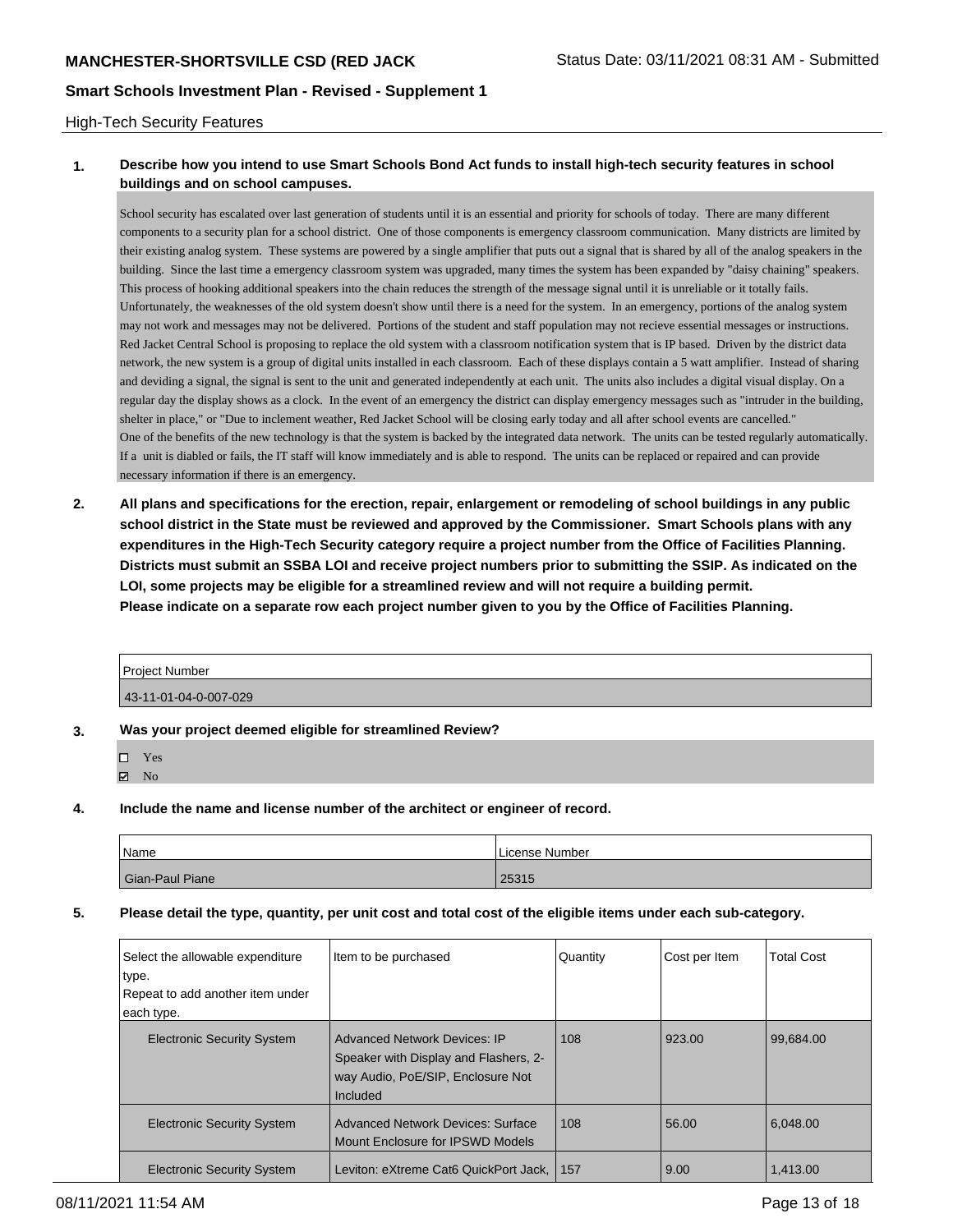High-Tech Security Features

**1. Describe how you intend to use Smart Schools Bond Act funds to install high-tech security features in school buildings and on school campuses.**

School security has escalated over last generation of students until it is an essential and priority for schools of today. There are many different components to a security plan for a school district. One of those components is emergency classroom communication. Many districts are limited by their existing analog system. These systems are powered by a single amplifier that puts out a signal that is shared by all of the analog speakers in the building. Since the last time a emergency classroom system was upgraded, many times the system has been expanded by "daisy chaining" speakers. This process of hooking additional speakers into the chain reduces the strength of the message signal until it is unreliable or it totally fails. Unfortunately, the weaknesses of the old system doesn't show until there is a need for the system. In an emergency, portions of the analog system may not work and messages may not be delivered. Portions of the student and staff population may not recieve essential messages or instructions. Red Jacket Central School is proposing to replace the old system with a classroom notification system that is IP based. Driven by the district data network, the new system is a group of digital units installed in each classroom. Each of these displays contain a 5 watt amplifier. Instead of sharing and deviding a signal, the signal is sent to the unit and generated independently at each unit. The units also includes a digital visual display. On a regular day the display shows as a clock. In the event of an emergency the district can display emergency messages such as "intruder in the building, shelter in place," or "Due to inclement weather, Red Jacket School will be closing early today and all after school events are cancelled."
One of the benefits of the new technology is that the system is backed by the integrated data network. The units can be tested regularly automatically. If a unit is diabled or fails, the IT staff will know immediately and is able to respond. The units can be replaced or repaired and can provide necessary information if there is an emergency.

**2. All plans and specifications for the erection, repair, enlargement or remodeling of school buildings in any public school district in the State must be reviewed and approved by the Commissioner. Smart Schools plans with any expenditures in the High-Tech Security category require a project number from the Office of Facilities Planning. Districts must submit an SSBA LOI and receive project numbers prior to submitting the SSIP. As indicated on the LOI, some projects may be eligible for a streamlined review and will not require a building permit.**
**Please indicate on a separate row each project number given to you by the Office of Facilities Planning.**

| Project Number |
|---|
| 43-11-01-04-0-007-029 |

**3. Was your project deemed eligible for streamlined Review?**

- ☐ Yes
- ☑ No

**4. Include the name and license number of the architect or engineer of record.**

| Name | License Number |
|---|---|
| Gian-Paul Piane | 25315 |

**5. Please detail the type, quantity, per unit cost and total cost of the eligible items under each sub-category.**

| Select the allowable expenditure type. Repeat to add another item under each type. | Item to be purchased | Quantity | Cost per Item | Total Cost |
|---|---|---|---|---|
| Electronic Security System | Advanced Network Devices: IP Speaker with Display and Flashers, 2-way Audio, PoE/SIP, Enclosure Not Included | 108 | 923.00 | 99,684.00 |
| Electronic Security System | Advanced Network Devices: Surface Mount Enclosure for IPSWD Models | 108 | 56.00 | 6,048.00 |
| Electronic Security System | Leviton: eXtreme Cat6 QuickPort Jack, | 157 | 9.00 | 1,413.00 |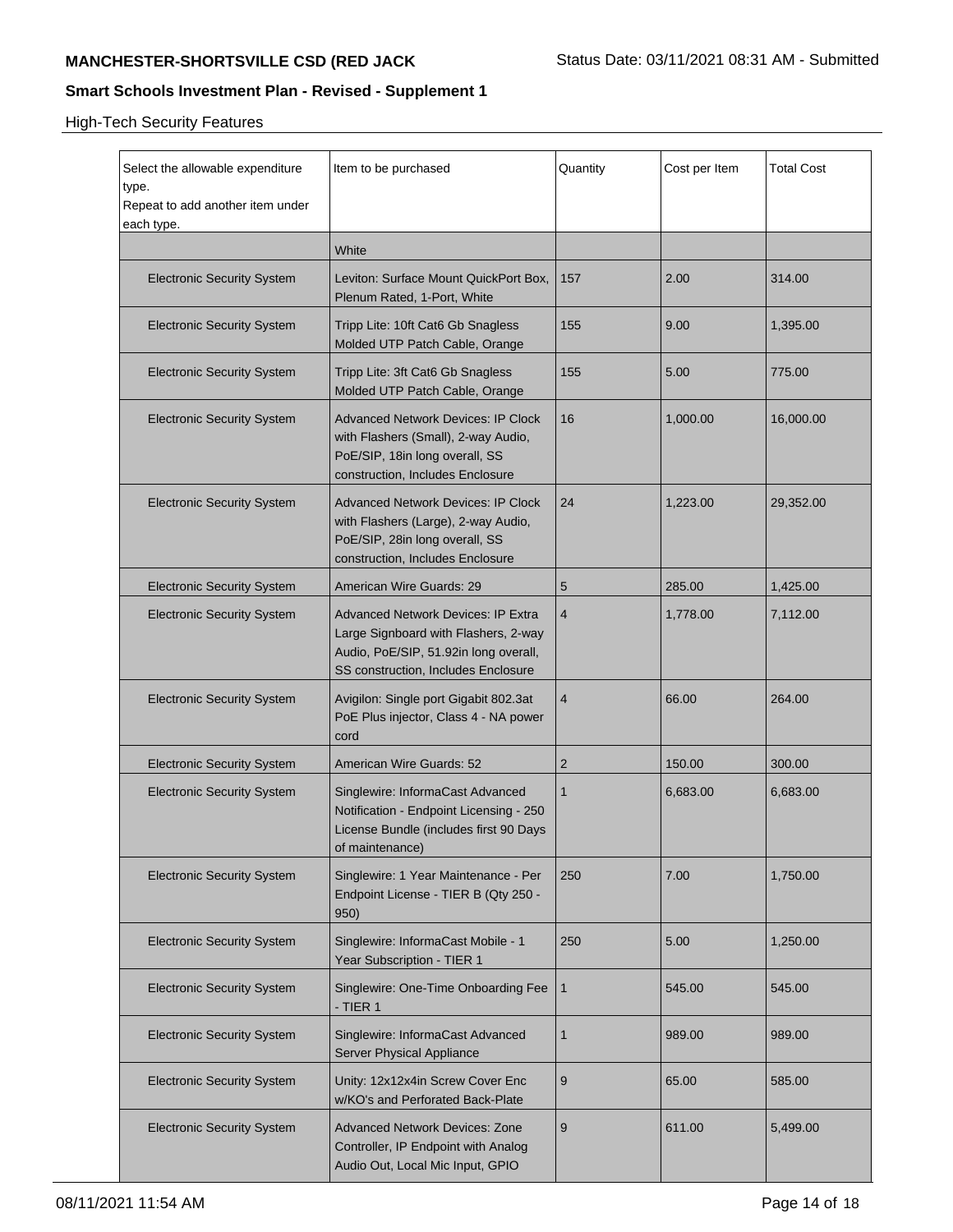High-Tech Security Features

| Select the allowable expenditure type. Repeat to add another item under each type. | Item to be purchased | Quantity | Cost per Item | Total Cost |
|---|---|---|---|---|
| | White | | | |
| Electronic Security System | Leviton: Surface Mount QuickPort Box, Plenum Rated, 1-Port, White | 157 | 2.00 | 314.00 |
| Electronic Security System | Tripp Lite: 10ft Cat6 Gb Snagless Molded UTP Patch Cable, Orange | 155 | 9.00 | 1,395.00 |
| Electronic Security System | Tripp Lite: 3ft Cat6 Gb Snagless Molded UTP Patch Cable, Orange | 155 | 5.00 | 775.00 |
| Electronic Security System | Advanced Network Devices: IP Clock with Flashers (Small), 2-way Audio, PoE/SIP, 18in long overall, SS construction, Includes Enclosure | 16 | 1,000.00 | 16,000.00 |
| Electronic Security System | Advanced Network Devices: IP Clock with Flashers (Large), 2-way Audio, PoE/SIP, 28in long overall, SS construction, Includes Enclosure | 24 | 1,223.00 | 29,352.00 |
| Electronic Security System | American Wire Guards: 29 | 5 | 285.00 | 1,425.00 |
| Electronic Security System | Advanced Network Devices: IP Extra Large Signboard with Flashers, 2-way Audio, PoE/SIP, 51.92in long overall, SS construction, Includes Enclosure | 4 | 1,778.00 | 7,112.00 |
| Electronic Security System | Avigilon: Single port Gigabit 802.3at PoE Plus injector, Class 4 - NA power cord | 4 | 66.00 | 264.00 |
| Electronic Security System | American Wire Guards: 52 | 2 | 150.00 | 300.00 |
| Electronic Security System | Singlewire: InformaCast Advanced Notification - Endpoint Licensing - 250 License Bundle (includes first 90 Days of maintenance) | 1 | 6,683.00 | 6,683.00 |
| Electronic Security System | Singlewire: 1 Year Maintenance - Per Endpoint License - TIER B (Qty 250 - 950) | 250 | 7.00 | 1,750.00 |
| Electronic Security System | Singlewire: InformaCast Mobile - 1 Year Subscription - TIER 1 | 250 | 5.00 | 1,250.00 |
| Electronic Security System | Singlewire: One-Time Onboarding Fee - TIER 1 | 1 | 545.00 | 545.00 |
| Electronic Security System | Singlewire: InformaCast Advanced Server Physical Appliance | 1 | 989.00 | 989.00 |
| Electronic Security System | Unity: 12x12x4in Screw Cover Enc w/KO's and Perforated Back-Plate | 9 | 65.00 | 585.00 |
| Electronic Security System | Advanced Network Devices: Zone Controller, IP Endpoint with Analog Audio Out, Local Mic Input, GPIO | 9 | 611.00 | 5,499.00 |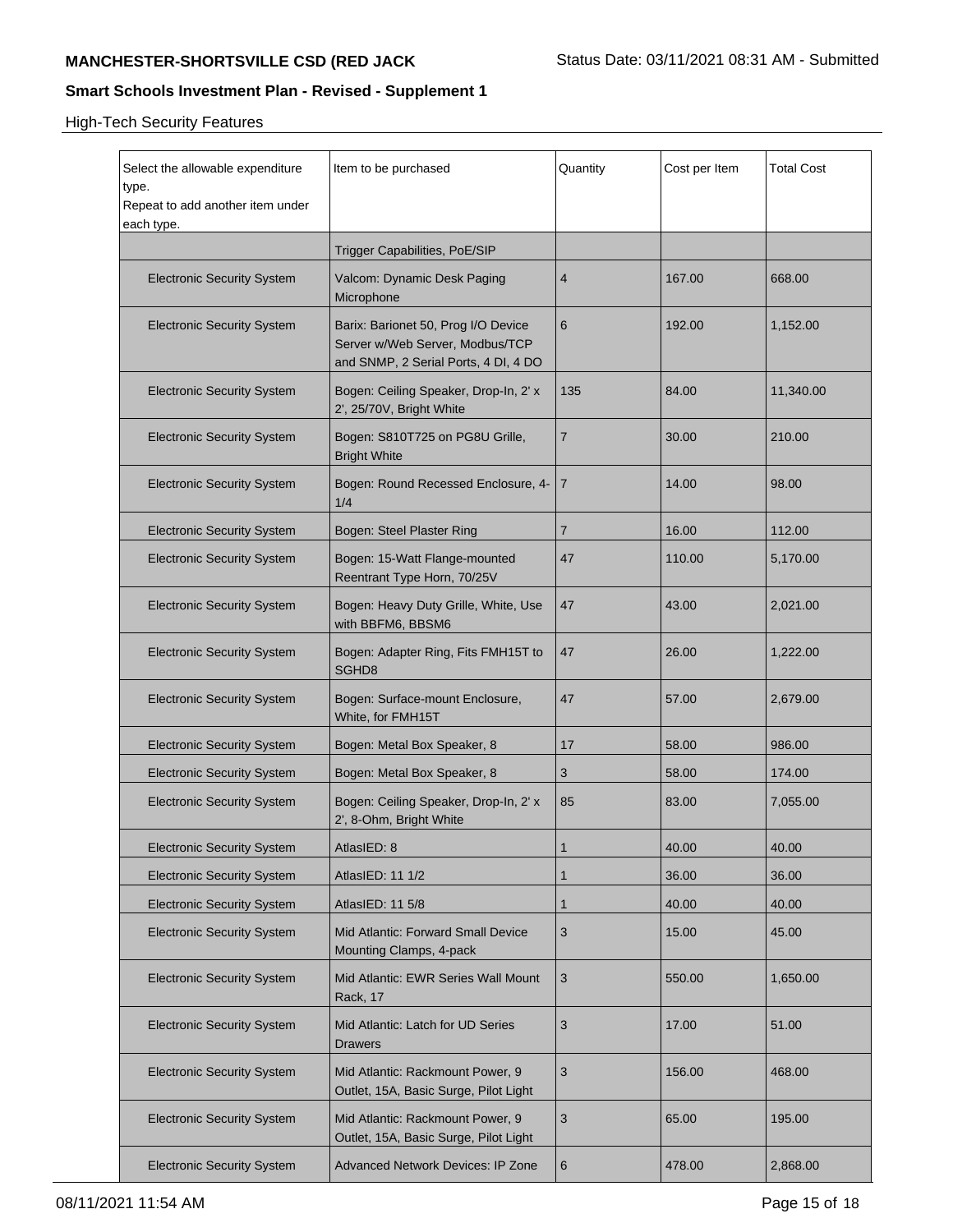High-Tech Security Features

| Select the allowable expenditure type. Repeat to add another item under each type. | Item to be purchased | Quantity | Cost per Item | Total Cost |
|---|---|---|---|---|
| | Trigger Capabilities, PoE/SIP | | | |
| Electronic Security System | Valcom: Dynamic Desk Paging Microphone | 4 | 167.00 | 668.00 |
| Electronic Security System | Barix: Barionet 50, Prog I/O Device Server w/Web Server, Modbus/TCP and SNMP, 2 Serial Ports, 4 DI, 4 DO | 6 | 192.00 | 1,152.00 |
| Electronic Security System | Bogen: Ceiling Speaker, Drop-In, 2' x 2', 25/70V, Bright White | 135 | 84.00 | 11,340.00 |
| Electronic Security System | Bogen: S810T725 on PG8U Grille, Bright White | 7 | 30.00 | 210.00 |
| Electronic Security System | Bogen: Round Recessed Enclosure, 4-1/4 | 7 | 14.00 | 98.00 |
| Electronic Security System | Bogen: Steel Plaster Ring | 7 | 16.00 | 112.00 |
| Electronic Security System | Bogen: 15-Watt Flange-mounted Reentrant Type Horn, 70/25V | 47 | 110.00 | 5,170.00 |
| Electronic Security System | Bogen: Heavy Duty Grille, White, Use with BBFM6, BBSM6 | 47 | 43.00 | 2,021.00 |
| Electronic Security System | Bogen: Adapter Ring, Fits FMH15T to SGHD8 | 47 | 26.00 | 1,222.00 |
| Electronic Security System | Bogen: Surface-mount Enclosure, White, for FMH15T | 47 | 57.00 | 2,679.00 |
| Electronic Security System | Bogen: Metal Box Speaker, 8 | 17 | 58.00 | 986.00 |
| Electronic Security System | Bogen: Metal Box Speaker, 8 | 3 | 58.00 | 174.00 |
| Electronic Security System | Bogen: Ceiling Speaker, Drop-In, 2' x 2', 8-Ohm, Bright White | 85 | 83.00 | 7,055.00 |
| Electronic Security System | AtlasIED: 8 | 1 | 40.00 | 40.00 |
| Electronic Security System | AtlasIED: 11 1/2 | 1 | 36.00 | 36.00 |
| Electronic Security System | AtlasIED: 11 5/8 | 1 | 40.00 | 40.00 |
| Electronic Security System | Mid Atlantic: Forward Small Device Mounting Clamps, 4-pack | 3 | 15.00 | 45.00 |
| Electronic Security System | Mid Atlantic: EWR Series Wall Mount Rack, 17 | 3 | 550.00 | 1,650.00 |
| Electronic Security System | Mid Atlantic: Latch for UD Series Drawers | 3 | 17.00 | 51.00 |
| Electronic Security System | Mid Atlantic: Rackmount Power, 9 Outlet, 15A, Basic Surge, Pilot Light | 3 | 156.00 | 468.00 |
| Electronic Security System | Mid Atlantic: Rackmount Power, 9 Outlet, 15A, Basic Surge, Pilot Light | 3 | 65.00 | 195.00 |
| Electronic Security System | Advanced Network Devices: IP Zone | 6 | 478.00 | 2,868.00 |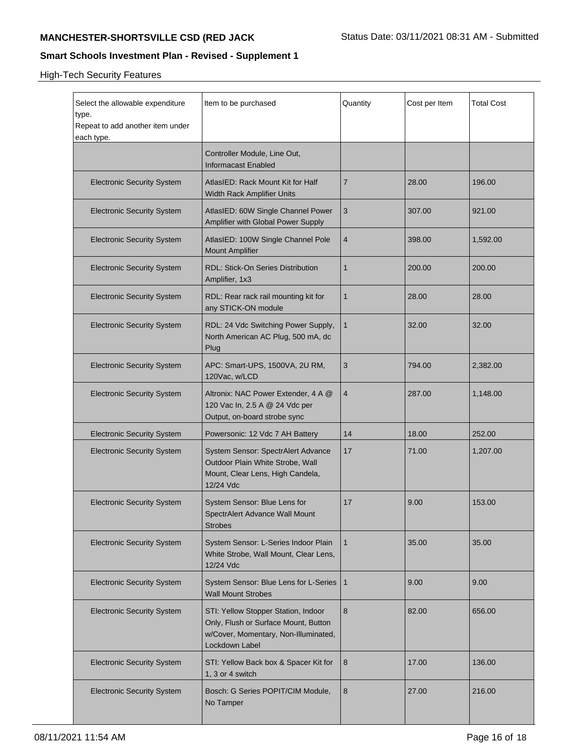High-Tech Security Features

| Select the allowable expenditure type. Repeat to add another item under each type. | Item to be purchased | Quantity | Cost per Item | Total Cost |
|---|---|---|---|---|
| | Controller Module, Line Out, Informacast Enabled | | | |
| Electronic Security System | AtlasIED: Rack Mount Kit for Half Width Rack Amplifier Units | 7 | 28.00 | 196.00 |
| Electronic Security System | AtlasIED: 60W Single Channel Power Amplifier with Global Power Supply | 3 | 307.00 | 921.00 |
| Electronic Security System | AtlasIED: 100W Single Channel Pole Mount Amplifier | 4 | 398.00 | 1,592.00 |
| Electronic Security System | RDL: Stick-On Series Distribution Amplifier, 1x3 | 1 | 200.00 | 200.00 |
| Electronic Security System | RDL: Rear rack rail mounting kit for any STICK-ON module | 1 | 28.00 | 28.00 |
| Electronic Security System | RDL: 24 Vdc Switching Power Supply, North American AC Plug, 500 mA, dc Plug | 1 | 32.00 | 32.00 |
| Electronic Security System | APC: Smart-UPS, 1500VA, 2U RM, 120Vac, w/LCD | 3 | 794.00 | 2,382.00 |
| Electronic Security System | Altronix: NAC Power Extender, 4 A @ 120 Vac In, 2.5 A @ 24 Vdc per Output, on-board strobe sync | 4 | 287.00 | 1,148.00 |
| Electronic Security System | Powersonic: 12 Vdc 7 AH Battery | 14 | 18.00 | 252.00 |
| Electronic Security System | System Sensor: SpectrAlert Advance Outdoor Plain White Strobe, Wall Mount, Clear Lens, High Candela, 12/24 Vdc | 17 | 71.00 | 1,207.00 |
| Electronic Security System | System Sensor: Blue Lens for SpectrAlert Advance Wall Mount Strobes | 17 | 9.00 | 153.00 |
| Electronic Security System | System Sensor: L-Series Indoor Plain White Strobe, Wall Mount, Clear Lens, 12/24 Vdc | 1 | 35.00 | 35.00 |
| Electronic Security System | System Sensor: Blue Lens for L-Series Wall Mount Strobes | 1 | 9.00 | 9.00 |
| Electronic Security System | STI: Yellow Stopper Station, Indoor Only, Flush or Surface Mount, Button w/Cover, Momentary, Non-Illuminated, Lockdown Label | 8 | 82.00 | 656.00 |
| Electronic Security System | STI: Yellow Back box & Spacer Kit for 1, 3 or 4 switch | 8 | 17.00 | 136.00 |
| Electronic Security System | Bosch: G Series POPIT/CIM Module, No Tamper | 8 | 27.00 | 216.00 |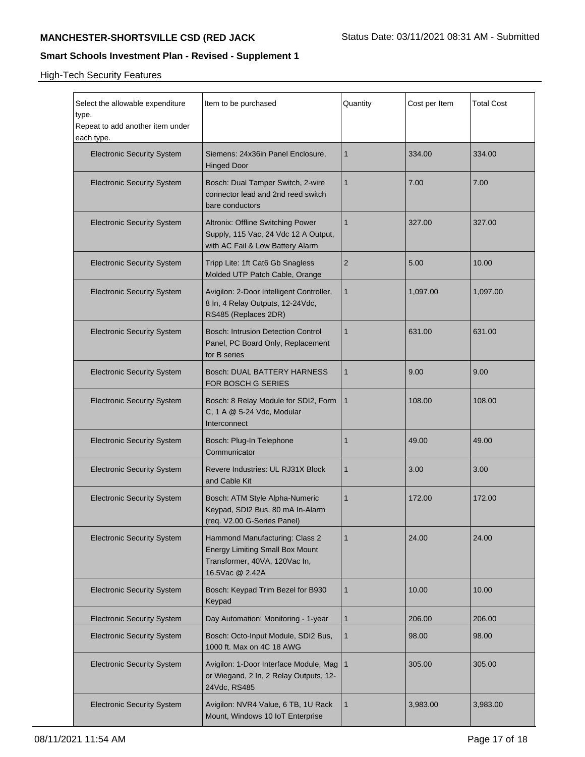## High-Tech Security Features

| Select the allowable expenditure type. Repeat to add another item under each type. | Item to be purchased | Quantity | Cost per Item | Total Cost |
|---|---|---|---|---|
| Electronic Security System | Siemens: 24x36in Panel Enclosure, Hinged Door | 1 | 334.00 | 334.00 |
| Electronic Security System | Bosch: Dual Tamper Switch, 2-wire connector lead and 2nd reed switch bare conductors | 1 | 7.00 | 7.00 |
| Electronic Security System | Altronix: Offline Switching Power Supply, 115 Vac, 24 Vdc 12 A Output, with AC Fail & Low Battery Alarm | 1 | 327.00 | 327.00 |
| Electronic Security System | Tripp Lite: 1ft Cat6 Gb Snagless Molded UTP Patch Cable, Orange | 2 | 5.00 | 10.00 |
| Electronic Security System | Avigilon: 2-Door Intelligent Controller, 8 In, 4 Relay Outputs, 12-24Vdc, RS485 (Replaces 2DR) | 1 | 1,097.00 | 1,097.00 |
| Electronic Security System | Bosch: Intrusion Detection Control Panel, PC Board Only, Replacement for B series | 1 | 631.00 | 631.00 |
| Electronic Security System | Bosch: DUAL BATTERY HARNESS FOR BOSCH G SERIES | 1 | 9.00 | 9.00 |
| Electronic Security System | Bosch: 8 Relay Module for SDI2, Form C, 1 A @ 5-24 Vdc, Modular Interconnect | 1 | 108.00 | 108.00 |
| Electronic Security System | Bosch: Plug-In Telephone Communicator | 1 | 49.00 | 49.00 |
| Electronic Security System | Revere Industries: UL RJ31X Block and Cable Kit | 1 | 3.00 | 3.00 |
| Electronic Security System | Bosch: ATM Style Alpha-Numeric Keypad, SDI2 Bus, 80 mA In-Alarm (req. V2.00 G-Series Panel) | 1 | 172.00 | 172.00 |
| Electronic Security System | Hammond Manufacturing: Class 2 Energy Limiting Small Box Mount Transformer, 40VA, 120Vac In, 16.5Vac @ 2.42A | 1 | 24.00 | 24.00 |
| Electronic Security System | Bosch: Keypad Trim Bezel for B930 Keypad | 1 | 10.00 | 10.00 |
| Electronic Security System | Day Automation: Monitoring - 1-year | 1 | 206.00 | 206.00 |
| Electronic Security System | Bosch: Octo-Input Module, SDI2 Bus, 1000 ft. Max on 4C 18 AWG | 1 | 98.00 | 98.00 |
| Electronic Security System | Avigilon: 1-Door Interface Module, Mag or Wiegand, 2 In, 2 Relay Outputs, 12-24Vdc, RS485 | 1 | 305.00 | 305.00 |
| Electronic Security System | Avigilon: NVR4 Value, 6 TB, 1U Rack Mount, Windows 10 IoT Enterprise | 1 | 3,983.00 | 3,983.00 |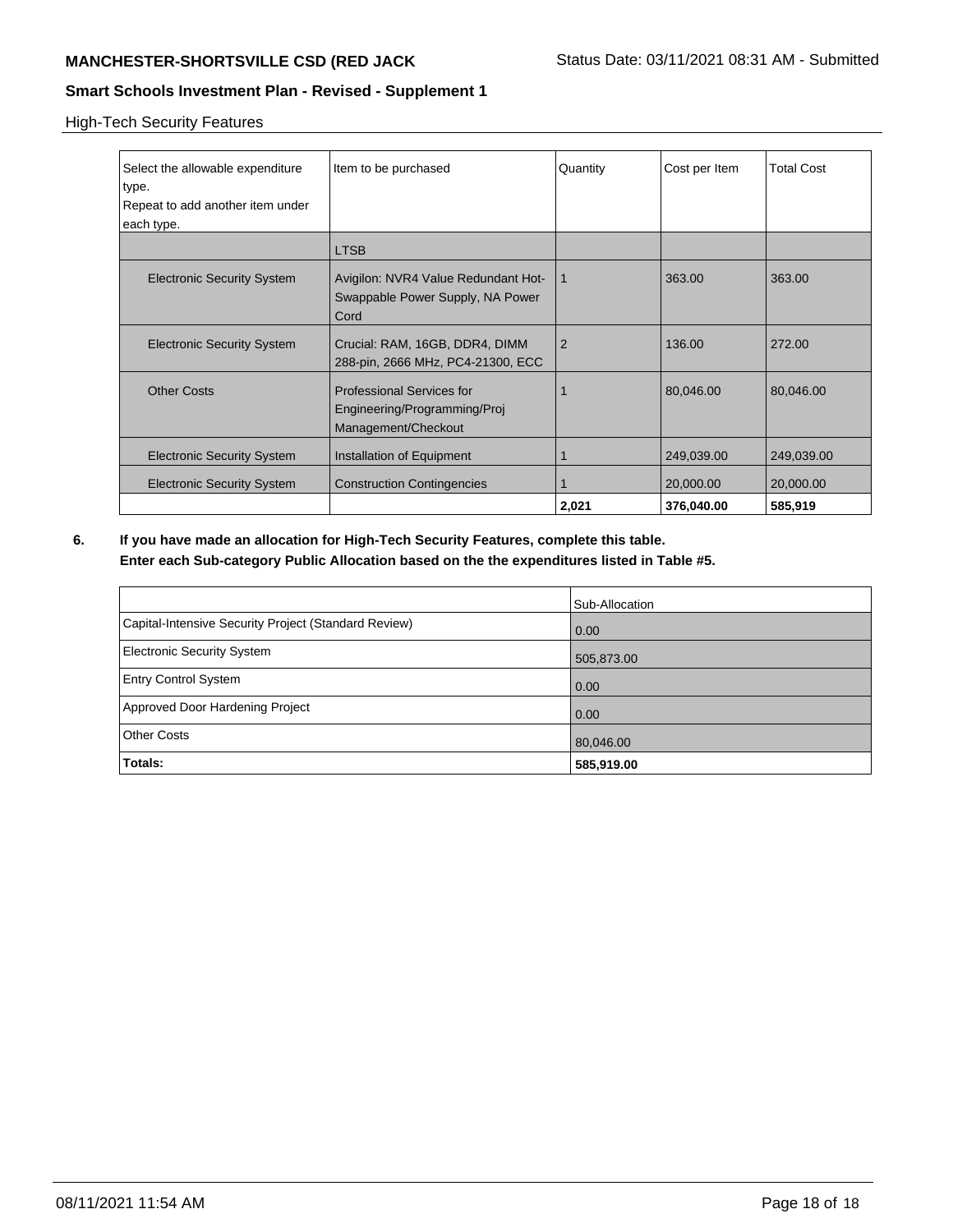High-Tech Security Features

| Select the allowable expenditure type.<br>Repeat to add another item under each type. | Item to be purchased | Quantity | Cost per Item | Total Cost |
|---|---|---|---|---|
| | LTSB | | | |
| Electronic Security System | Avigilon: NVR4 Value Redundant Hot-Swappable Power Supply, NA Power Cord | 1 | 363.00 | 363.00 |
| Electronic Security System | Crucial: RAM, 16GB, DDR4, DIMM 288-pin, 2666 MHz, PC4-21300, ECC | 2 | 136.00 | 272.00 |
| Other Costs | Professional Services for Engineering/Programming/Proj Management/Checkout | 1 | 80,046.00 | 80,046.00 |
| Electronic Security System | Installation of Equipment | 1 | 249,039.00 | 249,039.00 |
| Electronic Security System | Construction Contingencies | 1 | 20,000.00 | 20,000.00 |
| | | **2,021** | **376,040.00** | **585,919** |

**6. If you have made an allocation for High-Tech Security Features, complete this table. Enter each Sub-category Public Allocation based on the the expenditures listed in Table #5.**

| | Sub-Allocation |
|---|---|
| Capital-Intensive Security Project (Standard Review) | 0.00 |
| Electronic Security System | 505,873.00 |
| Entry Control System | 0.00 |
| Approved Door Hardening Project | 0.00 |
| Other Costs | 80,046.00 |
| **Totals:** | **585,919.00** |